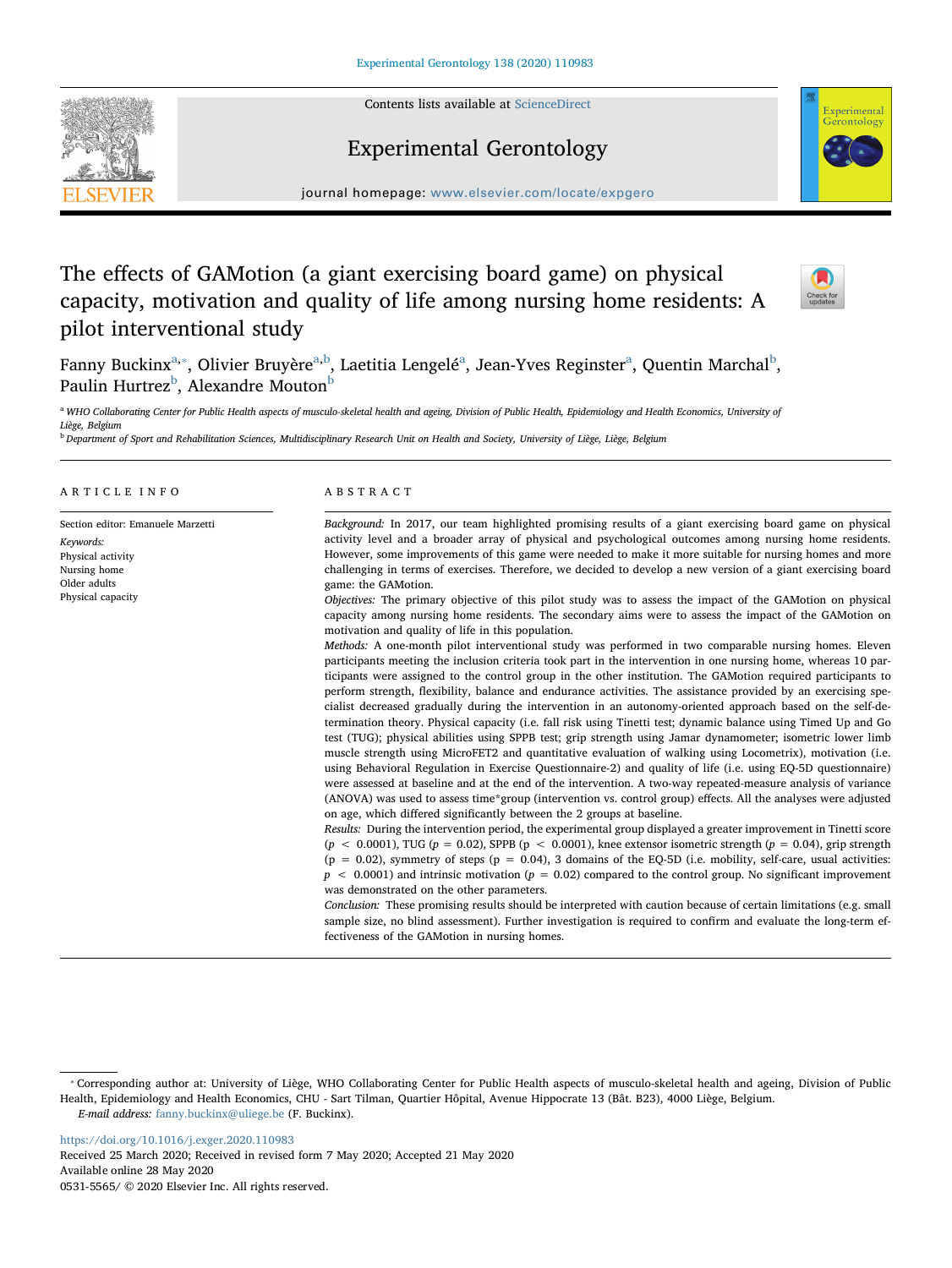# The effects of GAMotion (a giant exercising board game) on physical capacity, motivation and quality of life among nursing home residents: A pilot interventional study

Fanny Buckinx[a,*], Olivier Bruyère[a,b], Laetitia Lengelé[a], Jean-Yves Reginster[a], Quentin Marchal[b], Paulin Hurtrez[b], Alexandre Mouton[b]

[a] WHO Collaborating Center for Public Health aspects of musculo-skeletal health and ageing, Division of Public Health, Epidemiology and Health Economics, University of Liège, Belgium

[b] Department of Sport and Rehabilitation Sciences, Multidisciplinary Research Unit on Health and Society, University of Liège, Liège, Belgium

## ARTICLE INFO

Section editor: Emanuele Marzetti

*Keywords:*
Physical activity
Nursing home
Older adults
Physical capacity

## ABSTRACT

*Background:* In 2017, our team highlighted promising results of a giant exercising board game on physical activity level and a broader array of physical and psychological outcomes among nursing home residents. However, some improvements of this game were needed to make it more suitable for nursing homes and more challenging in terms of exercises. Therefore, we decided to develop a new version of a giant exercising board game: the GAMotion.

*Objectives:* The primary objective of this pilot study was to assess the impact of the GAMotion on physical capacity among nursing home residents. The secondary aims were to assess the impact of the GAMotion on motivation and quality of life in this population.

*Methods:* A one-month pilot interventional study was performed in two comparable nursing homes. Eleven participants meeting the inclusion criteria took part in the intervention in one nursing home, whereas 10 participants were assigned to the control group in the other institution. The GAMotion required participants to perform strength, flexibility, balance and endurance activities. The assistance provided by an exercising specialist decreased gradually during the intervention in an autonomy-oriented approach based on the self-determination theory. Physical capacity (i.e. fall risk using Tinetti test; dynamic balance using Timed Up and Go test (TUG); physical abilities using SPPB test; grip strength using Jamar dynamometer; isometric lower limb muscle strength using MicroFET2 and quantitative evaluation of walking using Locometrix), motivation (i.e. using Behavioral Regulation in Exercise Questionnaire-2) and quality of life (i.e. using EQ-5D questionnaire) were assessed at baseline and at the end of the intervention. A two-way repeated-measure analysis of variance (ANOVA) was used to assess time*group (intervention vs. control group) effects. All the analyses were adjusted on age, which differed significantly between the 2 groups at baseline.

*Results:* During the intervention period, the experimental group displayed a greater improvement in Tinetti score ($p < 0.0001$), TUG ($p = 0.02$), SPPB ($p < 0.0001$), knee extensor isometric strength ($p = 0.04$), grip strength ($p = 0.02$), symmetry of steps ($p = 0.04$), 3 domains of the EQ-5D (i.e. mobility, self-care, usual activities: $p < 0.0001$) and intrinsic motivation ($p = 0.02$) compared to the control group. No significant improvement was demonstrated on the other parameters.

*Conclusion:* These promising results should be interpreted with caution because of certain limitations (e.g. small sample size, no blind assessment). Further investigation is required to confirm and evaluate the long-term effectiveness of the GAMotion in nursing homes.

---

* Corresponding author at: University of Liège, WHO Collaborating Center for Public Health aspects of musculo-skeletal health and ageing, Division of Public Health, Epidemiology and Health Economics, CHU - Sart Tilman, Quartier Hôpital, Avenue Hippocrate 13 (Bât. B23), 4000 Liège, Belgium.
*E-mail address:* fanny.buckinx@uliege.be (F. Buckinx).

https://doi.org/10.1016/j.exger.2020.110983
Received 25 March 2020; Received in revised form 7 May 2020; Accepted 21 May 2020
Available online 28 May 2020
0531-5565/ © 2020 Elsevier Inc. All rights reserved.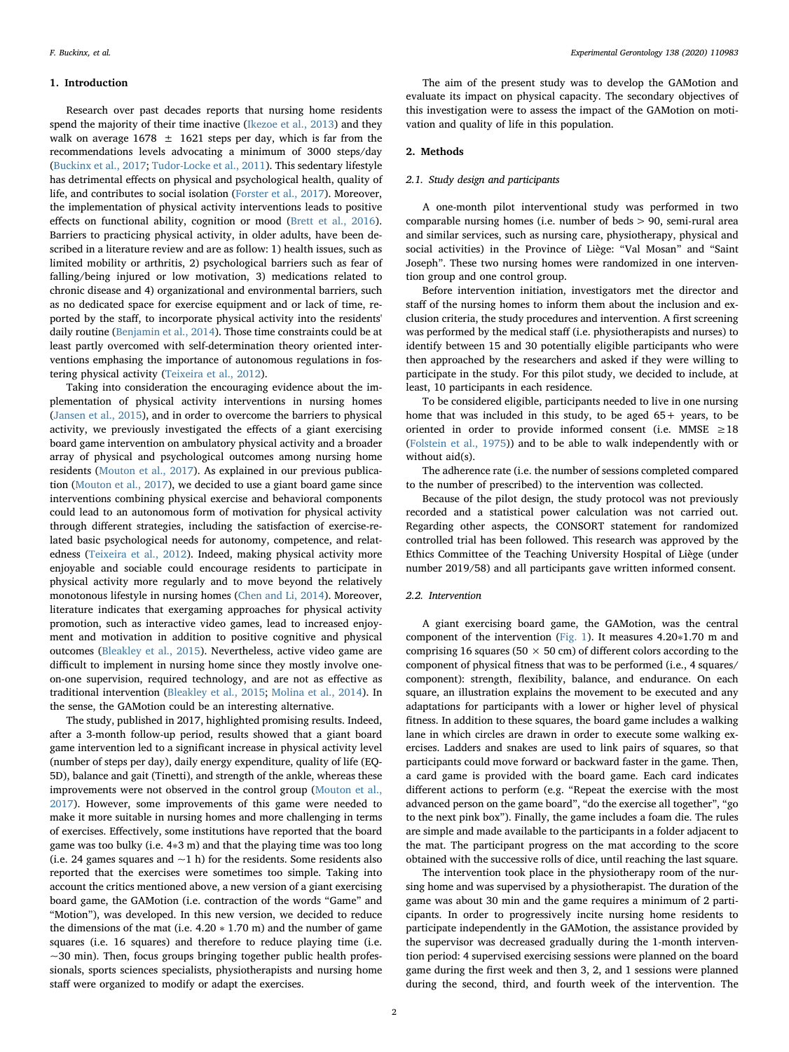## 1. Introduction

Research over past decades reports that nursing home residents spend the majority of their time inactive (Ikezoe et al., 2013) and they walk on average 1678 ± 1621 steps per day, which is far from the recommendations levels advocating a minimum of 3000 steps/day (Buckinx et al., 2017; Tudor-Locke et al., 2011). This sedentary lifestyle has detrimental effects on physical and psychological health, quality of life, and contributes to social isolation (Forster et al., 2017). Moreover, the implementation of physical activity interventions leads to positive effects on functional ability, cognition or mood (Brett et al., 2016). Barriers to practicing physical activity, in older adults, have been described in a literature review and are as follow: 1) health issues, such as limited mobility or arthritis, 2) psychological barriers such as fear of falling/being injured or low motivation, 3) medications related to chronic disease and 4) organizational and environmental barriers, such as no dedicated space for exercise equipment and or lack of time, reported by the staff, to incorporate physical activity into the residents' daily routine (Benjamin et al., 2014). Those time constraints could be at least partly overcomed with self-determination theory oriented interventions emphasing the importance of autonomous regulations in fostering physical activity (Teixeira et al., 2012).

Taking into consideration the encouraging evidence about the implementation of physical activity interventions in nursing homes (Jansen et al., 2015), and in order to overcome the barriers to physical activity, we previously investigated the effects of a giant exercising board game intervention on ambulatory physical activity and a broader array of physical and psychological outcomes among nursing home residents (Mouton et al., 2017). As explained in our previous publication (Mouton et al., 2017), we decided to use a giant board game since interventions combining physical exercise and behavioral components could lead to an autonomous form of motivation for physical activity through different strategies, including the satisfaction of exercise-related basic psychological needs for autonomy, competence, and relatedness (Teixeira et al., 2012). Indeed, making physical activity more enjoyable and sociable could encourage residents to participate in physical activity more regularly and to move beyond the relatively monotonous lifestyle in nursing homes (Chen and Li, 2014). Moreover, literature indicates that exergaming approaches for physical activity promotion, such as interactive video games, lead to increased enjoyment and motivation in addition to positive cognitive and physical outcomes (Bleakley et al., 2015). Nevertheless, active video game are difficult to implement in nursing home since they mostly involve one-on-one supervision, required technology, and are not as effective as traditional intervention (Bleakley et al., 2015; Molina et al., 2014). In the sense, the GAMotion could be an interesting alternative.

The study, published in 2017, highlighted promising results. Indeed, after a 3-month follow-up period, results showed that a giant board game intervention led to a significant increase in physical activity level (number of steps per day), daily energy expenditure, quality of life (EQ-5D), balance and gait (Tinetti), and strength of the ankle, whereas these improvements were not observed in the control group (Mouton et al., 2017). However, some improvements of this game were needed to make it more suitable in nursing homes and more challenging in terms of exercises. Effectively, some institutions have reported that the board game was too bulky (i.e. 4*3 m) and that the playing time was too long (i.e. 24 games squares and ~1 h) for the residents. Some residents also reported that the exercises were sometimes too simple. Taking into account the critics mentioned above, a new version of a giant exercising board game, the GAMotion (i.e. contraction of the words "Game" and "Motion"), was developed. In this new version, we decided to reduce the dimensions of the mat (i.e. 4.20 * 1.70 m) and the number of game squares (i.e. 16 squares) and therefore to reduce playing time (i.e. ~30 min). Then, focus groups bringing together public health professionals, sports sciences specialists, physiotherapists and nursing home staff were organized to modify or adapt the exercises.

The aim of the present study was to develop the GAMotion and evaluate its impact on physical capacity. The secondary objectives of this investigation were to assess the impact of the GAMotion on motivation and quality of life in this population.

## 2. Methods

### 2.1. Study design and participants

A one-month pilot interventional study was performed in two comparable nursing homes (i.e. number of beds > 90, semi-rural area and similar services, such as nursing care, physiotherapy, physical and social activities) in the Province of Liège: "Val Mosan" and "Saint Joseph". These two nursing homes were randomized in one intervention group and one control group.

Before intervention initiation, investigators met the director and staff of the nursing homes to inform them about the inclusion and exclusion criteria, the study procedures and intervention. A first screening was performed by the medical staff (i.e. physiotherapists and nurses) to identify between 15 and 30 potentially eligible participants who were then approached by the researchers and asked if they were willing to participate in the study. For this pilot study, we decided to include, at least, 10 participants in each residence.

To be considered eligible, participants needed to live in one nursing home that was included in this study, to be aged 65+ years, to be oriented in order to provide informed consent (i.e. MMSE ≥18 (Folstein et al., 1975)) and to be able to walk independently with or without aid(s).

The adherence rate (i.e. the number of sessions completed compared to the number of prescribed) to the intervention was collected.

Because of the pilot design, the study protocol was not previously recorded and a statistical power calculation was not carried out. Regarding other aspects, the CONSORT statement for randomized controlled trial has been followed. This research was approved by the Ethics Committee of the Teaching University Hospital of Liège (under number 2019/58) and all participants gave written informed consent.

### 2.2. Intervention

A giant exercising board game, the GAMotion, was the central component of the intervention (Fig. 1). It measures 4.20*1.70 m and comprising 16 squares (50 × 50 cm) of different colors according to the component of physical fitness that was to be performed (i.e., 4 squares/component): strength, flexibility, balance, and endurance. On each square, an illustration explains the movement to be executed and any adaptations for participants with a lower or higher level of physical fitness. In addition to these squares, the board game includes a walking lane in which circles are drawn in order to execute some walking exercises. Ladders and snakes are used to link pairs of squares, so that participants could move forward or backward faster in the game. Then, a card game is provided with the board game. Each card indicates different actions to perform (e.g. "Repeat the exercise with the most advanced person on the game board", "do the exercise all together", "go to the next pink box"). Finally, the game includes a foam die. The rules are simple and made available to the participants in a folder adjacent to the mat. The participant progress on the mat according to the score obtained with the successive rolls of dice, until reaching the last square.

The intervention took place in the physiotherapy room of the nursing home and was supervised by a physiotherapist. The duration of the game was about 30 min and the game requires a minimum of 2 participants. In order to progressively incite nursing home residents to participate independently in the GAMotion, the assistance provided by the supervisor was decreased gradually during the 1-month intervention period: 4 supervised exercising sessions were planned on the board game during the first week and then 3, 2, and 1 sessions were planned during the second, third, and fourth week of the intervention. The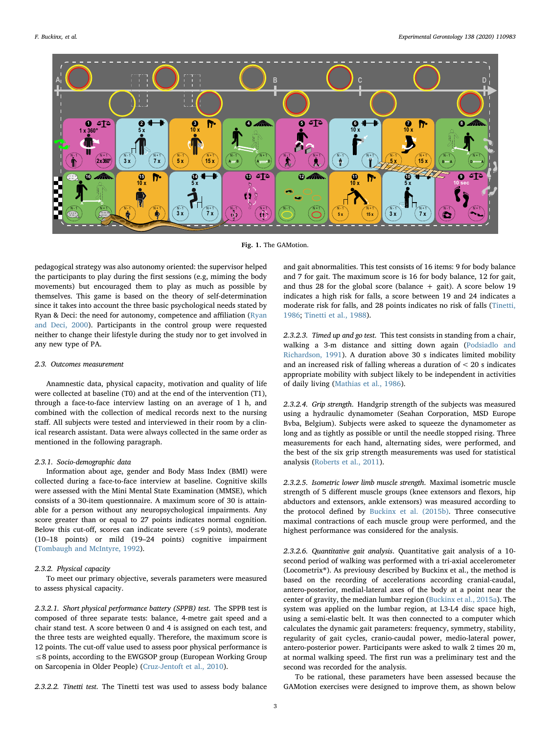Fig. 1. The GAMotion.

pedagogical strategy was also autonomy oriented: the supervisor helped the participants to play during the first sessions (e.g, miming the body movements) but encouraged them to play as much as possible by themselves. This game is based on the theory of self-determination since it takes into account the three basic psychological needs stated by Ryan & Deci: the need for autonomy, competence and affiliation (Ryan and Deci, 2000). Participants in the control group were requested neither to change their lifestyle during the study nor to get involved in any new type of PA.

### 2.3. Outcomes measurement

Anamnestic data, physical capacity, motivation and quality of life were collected at baseline (T0) and at the end of the intervention (T1), through a face-to-face interview lasting on an average of 1 h, and combined with the collection of medical records next to the nursing staff. All subjects were tested and interviewed in their room by a clinical research assistant. Data were always collected in the same order as mentioned in the following paragraph.

#### 2.3.1. Socio-demographic data

Information about age, gender and Body Mass Index (BMI) were collected during a face-to-face interview at baseline. Cognitive skills were assessed with the Mini Mental State Examination (MMSE), which consists of a 30-item questionnaire. A maximum score of 30 is attainable for a person without any neuropsychological impairments. Any score greater than or equal to 27 points indicates normal cognition. Below this cut-off, scores can indicate severe (≤9 points), moderate (10–18 points) or mild (19–24 points) cognitive impairment (Tombaugh and McIntyre, 1992).

#### 2.3.2. Physical capacity

To meet our primary objective, severals parameters were measured to assess physical capacity.

*2.3.2.1. Short physical performance battery (SPPB) test.* The SPPB test is composed of three separate tests: balance, 4-metre gait speed and a chair stand test. A score between 0 and 4 is assigned on each test, and the three tests are weighted equally. Therefore, the maximum score is 12 points. The cut-off value used to assess poor physical performance is ≤8 points, according to the EWGSOP group (European Working Group on Sarcopenia in Older People) (Cruz-Jentoft et al., 2010).

*2.3.2.2. Tinetti test.* The Tinetti test was used to assess body balance and gait abnormalities. This test consists of 16 items: 9 for body balance and 7 for gait. The maximum score is 16 for body balance, 12 for gait, and thus 28 for the global score (balance + gait). A score below 19 indicates a high risk for falls, a score between 19 and 24 indicates a moderate risk for falls, and 28 points indicates no risk of falls (Tinetti, 1986; Tinetti et al., 1988).

*2.3.2.3. Timed up and go test.* This test consists in standing from a chair, walking a 3-m distance and sitting down again (Podsiadlo and Richardson, 1991). A duration above 30 s indicates limited mobility and an increased risk of falling whereas a duration of < 20 s indicates appropriate mobility with subject likely to be independent in activities of daily living (Mathias et al., 1986).

*2.3.2.4. Grip strength.* Handgrip strength of the subjects was measured using a hydraulic dynamometer (Seahan Corporation, MSD Europe Bvba, Belgium). Subjects were asked to squeeze the dynamometer as long and as tightly as possible or until the needle stopped rising. Three measurements for each hand, alternating sides, were performed, and the best of the six grip strength measurements was used for statistical analysis (Roberts et al., 2011).

*2.3.2.5. Isometric lower limb muscle strength.* Maximal isometric muscle strength of 5 different muscle groups (knee extensors and flexors, hip abductors and extensors, ankle extensors) was measured according to the protocol defined by Buckinx et al. (2015b). Three consecutive maximal contractions of each muscle group were performed, and the highest performance was considered for the analysis.

*2.3.2.6. Quantitative gait analysis.* Quantitative gait analysis of a 10-second period of walking was performed with a tri-axial accelerometer (Locometrix®). As previousy described by Buckinx et al., the method is based on the recording of accelerations according cranial-caudal, antero-posterior, medial-lateral axes of the body at a point near the center of gravity, the median lumbar region (Buckinx et al., 2015a). The system was applied on the lumbar region, at L3-L4 disc space high, using a semi-elastic belt. It was then connected to a computer which calculates the dynamic gait parameters: frequency, symmetry, stability, regularity of gait cycles, cranio-caudal power, medio-lateral power, antero-posterior power. Participants were asked to walk 2 times 20 m, at normal walking speed. The first run was a preliminary test and the second was recorded for the analysis.

To be rational, these parameters have been assessed because the GAMotion exercises were designed to improve them, as shown below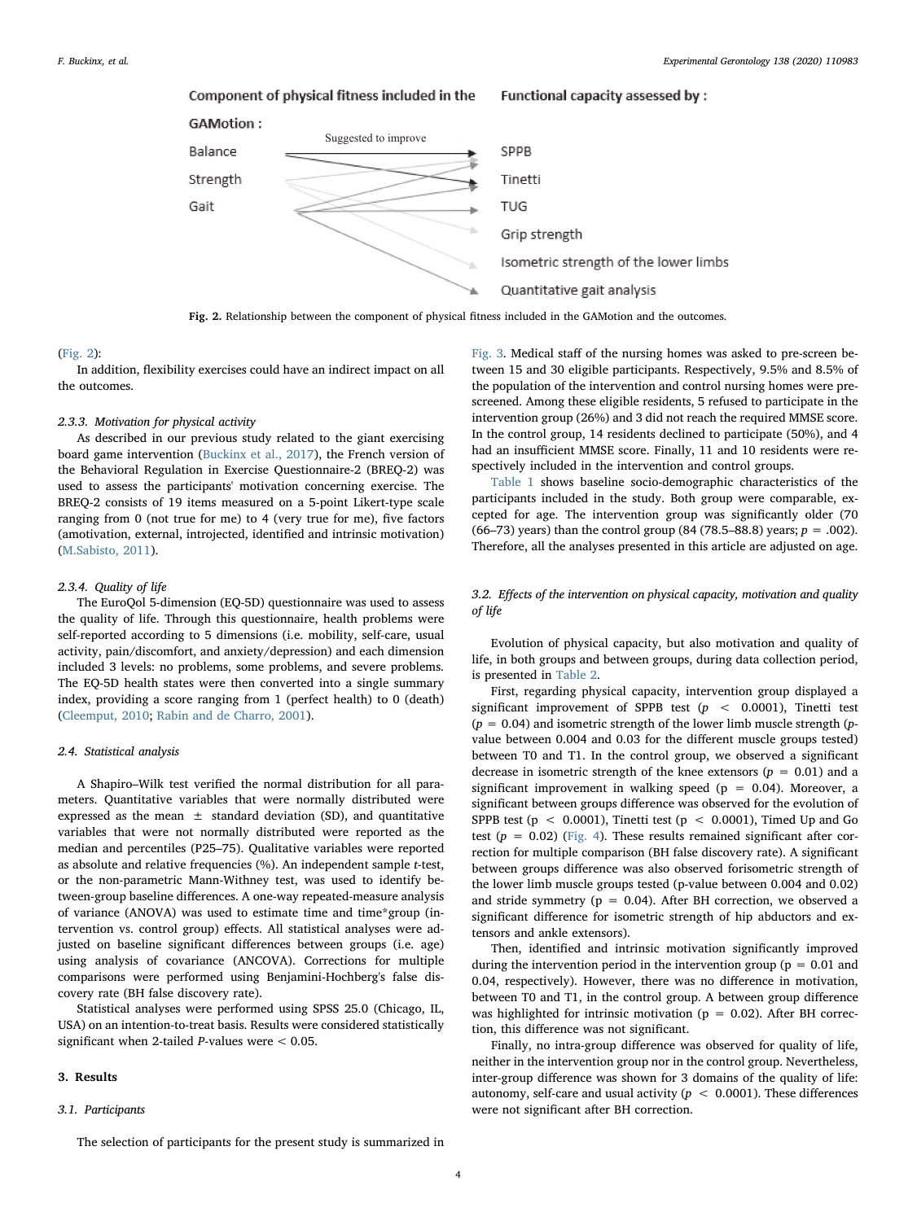Component of physical fitness included in the GAMotion: Balance, Strength, Gait — Suggested to improve — Functional capacity assessed by: SPPB, Tinetti, TUG, Grip strength, Isometric strength of the lower limbs, Quantitative gait analysis

**Fig. 2.** Relationship between the component of physical fitness included in the GAMotion and the outcomes.

(Fig. 2):

In addition, flexibility exercises could have an indirect impact on all the outcomes.

### 2.3.3. Motivation for physical activity

As described in our previous study related to the giant exercising board game intervention (Buckinx et al., 2017), the French version of the Behavioral Regulation in Exercise Questionnaire-2 (BREQ-2) was used to assess the participants' motivation concerning exercise. The BREQ-2 consists of 19 items measured on a 5-point Likert-type scale ranging from 0 (not true for me) to 4 (very true for me), five factors (amotivation, external, introjected, identified and intrinsic motivation) (M.Sabisto, 2011).

### 2.3.4. Quality of life

The EuroQol 5-dimension (EQ-5D) questionnaire was used to assess the quality of life. Through this questionnaire, health problems were self-reported according to 5 dimensions (i.e. mobility, self-care, usual activity, pain/discomfort, and anxiety/depression) and each dimension included 3 levels: no problems, some problems, and severe problems. The EQ-5D health states were then converted into a single summary index, providing a score ranging from 1 (perfect health) to 0 (death) (Cleemput, 2010; Rabin and de Charro, 2001).

## 2.4. Statistical analysis

A Shapiro–Wilk test verified the normal distribution for all parameters. Quantitative variables that were normally distributed were expressed as the mean ± standard deviation (SD), and quantitative variables that were not normally distributed were reported as the median and percentiles (P25–75). Qualitative variables were reported as absolute and relative frequencies (%). An independent sample *t*-test, or the non-parametric Mann-Withney test, was used to identify between-group baseline differences. A one-way repeated-measure analysis of variance (ANOVA) was used to estimate time and time*group (intervention vs. control group) effects. All statistical analyses were adjusted on baseline significant differences between groups (i.e. age) using analysis of covariance (ANCOVA). Corrections for multiple comparisons were performed using Benjamini-Hochberg's false discovery rate (BH false discovery rate).

Statistical analyses were performed using SPSS 25.0 (Chicago, IL, USA) on an intention-to-treat basis. Results were considered statistically significant when 2-tailed *P*-values were < 0.05.

# 3. Results

## 3.1. Participants

The selection of participants for the present study is summarized in Fig. 3. Medical staff of the nursing homes was asked to pre-screen between 15 and 30 eligible participants. Respectively, 9.5% and 8.5% of the population of the intervention and control nursing homes were pre-screened. Among these eligible residents, 5 refused to participate in the intervention group (26%) and 3 did not reach the required MMSE score. In the control group, 14 residents declined to participate (50%), and 4 had an insufficient MMSE score. Finally, 11 and 10 residents were respectively included in the intervention and control groups.

Table 1 shows baseline socio-demographic characteristics of the participants included in the study. Both group were comparable, excepted for age. The intervention group was significantly older (70 (66–73) years) than the control group (84 (78.5–88.8) years; $p = .002$). Therefore, all the analyses presented in this article are adjusted on age.

## 3.2. Effects of the intervention on physical capacity, motivation and quality of life

Evolution of physical capacity, but also motivation and quality of life, in both groups and between groups, during data collection period, is presented in Table 2.

First, regarding physical capacity, intervention group displayed a significant improvement of SPPB test ($p < 0.0001$), Tinetti test ($p = 0.04$) and isometric strength of the lower limb muscle strength (p-value between 0.004 and 0.03 for the different muscle groups tested) between T0 and T1. In the control group, we observed a significant decrease in isometric strength of the knee extensors ($p = 0.01$) and a significant improvement in walking speed ($p = 0.04$). Moreover, a significant between groups difference was observed for the evolution of SPPB test ($p < 0.0001$), Tinetti test ($p < 0.0001$), Timed Up and Go test ($p = 0.02$) (Fig. 4). These results remained significant after correction for multiple comparison (BH false discovery rate). A significant between groups difference was also observed forisometric strength of the lower limb muscle groups tested (p-value between 0.004 and 0.02) and stride symmetry ($p = 0.04$). After BH correction, we observed a significant difference for isometric strength of hip abductors and extensors and ankle extensors).

Then, identified and intrinsic motivation significantly improved during the intervention period in the intervention group ($p = 0.01$ and 0.04, respectively). However, there was no difference in motivation, between T0 and T1, in the control group. A between group difference was highlighted for intrinsic motivation ($p = 0.02$). After BH correction, this difference was not significant.

Finally, no intra-group difference was observed for quality of life, neither in the intervention group nor in the control group. Nevertheless, inter-group difference was shown for 3 domains of the quality of life: autonomy, self-care and usual activity ($p < 0.0001$). These differences were not significant after BH correction.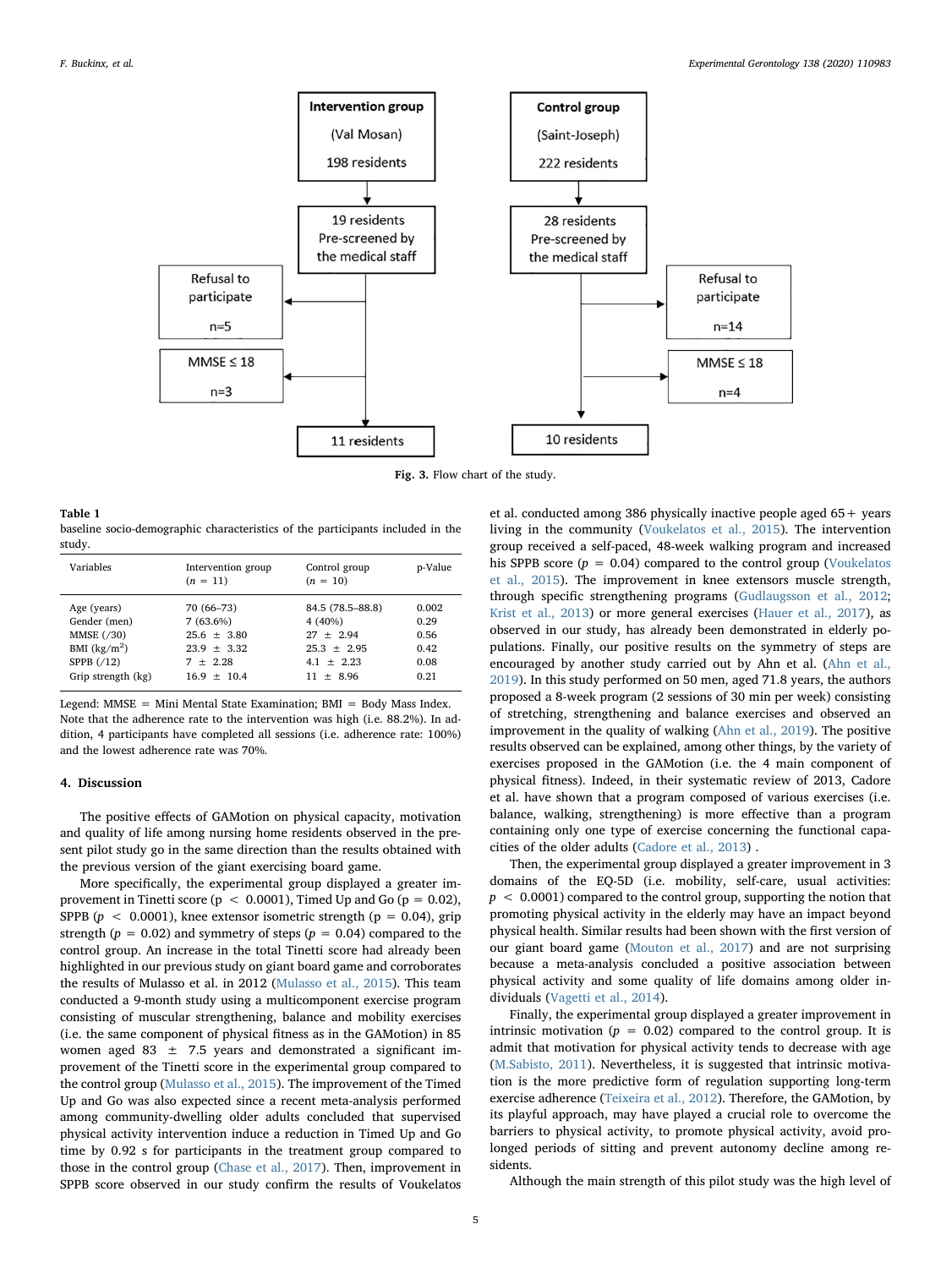Fig. 3. Flow chart of the study.

**Table 1**
baseline socio-demographic characteristics of the participants included in the study.

| Variables | Intervention group (n = 11) | Control group (n = 10) | p-Value |
|---|---|---|---|
| Age (years) | 70 (66–73) | 84.5 (78.5–88.8) | 0.002 |
| Gender (men) | 7 (63.6%) | 4 (40%) | 0.29 |
| MMSE (/30) | 25.6 ± 3.80 | 27 ± 2.94 | 0.56 |
| BMI (kg/m$^2$) | 23.9 ± 3.32 | 25.3 ± 2.95 | 0.42 |
| SPPB (/12) | 7 ± 2.28 | 4.1 ± 2.23 | 0.08 |
| Grip strength (kg) | 16.9 ± 10.4 | 11 ± 8.96 | 0.21 |

Legend: MMSE = Mini Mental State Examination; BMI = Body Mass Index. Note that the adherence rate to the intervention was high (i.e. 88.2%). In addition, 4 participants have completed all sessions (i.e. adherence rate: 100%) and the lowest adherence rate was 70%.

## 4. Discussion

The positive effects of GAMotion on physical capacity, motivation and quality of life among nursing home residents observed in the present pilot study go in the same direction than the results obtained with the previous version of the giant exercising board game.

More specifically, the experimental group displayed a greater improvement in Tinetti score ($p < 0.0001$), Timed Up and Go ($p = 0.02$), SPPB ($p < 0.0001$), knee extensor isometric strength ($p = 0.04$), grip strength ($p = 0.02$) and symmetry of steps ($p = 0.04$) compared to the control group. An increase in the total Tinetti score had already been highlighted in our previous study on giant board game and corroborates the results of Mulasso et al. in 2012 (Mulasso et al., 2015). This team conducted a 9-month study using a multicomponent exercise program consisting of muscular strengthening, balance and mobility exercises (i.e. the same component of physical fitness as in the GAMotion) in 85 women aged 83 ± 7.5 years and demonstrated a significant improvement of the Tinetti score in the experimental group compared to the control group (Mulasso et al., 2015). The improvement of the Timed Up and Go was also expected since a recent meta-analysis performed among community-dwelling older adults concluded that supervised physical activity intervention induce a reduction in Timed Up and Go time by 0.92 s for participants in the treatment group compared to those in the control group (Chase et al., 2017). Then, improvement in SPPB score observed in our study confirm the results of Voukelatos et al. conducted among 386 physically inactive people aged 65+ years living in the community (Voukelatos et al., 2015). The intervention group received a self-paced, 48-week walking program and increased his SPPB score ($p = 0.04$) compared to the control group (Voukelatos et al., 2015). The improvement in knee extensors muscle strength, through specific strengthening programs (Gudlaugsson et al., 2012; Krist et al., 2013) or more general exercises (Hauer et al., 2017), as observed in our study, has already been demonstrated in elderly populations. Finally, our positive results on the symmetry of steps are encouraged by another study carried out by Ahn et al. (Ahn et al., 2019). In this study performed on 50 men, aged 71.8 years, the authors proposed a 8-week program (2 sessions of 30 min per week) consisting of stretching, strengthening and balance exercises and observed an improvement in the quality of walking (Ahn et al., 2019). The positive results observed can be explained, among other things, by the variety of exercises proposed in the GAMotion (i.e. the 4 main component of physical fitness). Indeed, in their systematic review of 2013, Cadore et al. have shown that a program composed of various exercises (i.e. balance, walking, strengthening) is more effective than a program containing only one type of exercise concerning the functional capacities of the older adults (Cadore et al., 2013) .

Then, the experimental group displayed a greater improvement in 3 domains of the EQ-5D (i.e. mobility, self-care, usual activities: $p < 0.0001$) compared to the control group, supporting the notion that promoting physical activity in the elderly may have an impact beyond physical health. Similar results had been shown with the first version of our giant board game (Mouton et al., 2017) and are not surprising because a meta-analysis concluded a positive association between physical activity and some quality of life domains among older individuals (Vagetti et al., 2014).

Finally, the experimental group displayed a greater improvement in intrinsic motivation ($p = 0.02$) compared to the control group. It is admit that motivation for physical activity tends to decrease with age (M.Sabisto, 2011). Nevertheless, it is suggested that intrinsic motivation is the more predictive form of regulation supporting long-term exercise adherence (Teixeira et al., 2012). Therefore, the GAMotion, by its playful approach, may have played a crucial role to overcome the barriers to physical activity, to promote physical activity, avoid prolonged periods of sitting and prevent autonomy decline among residents.

Although the main strength of this pilot study was the high level of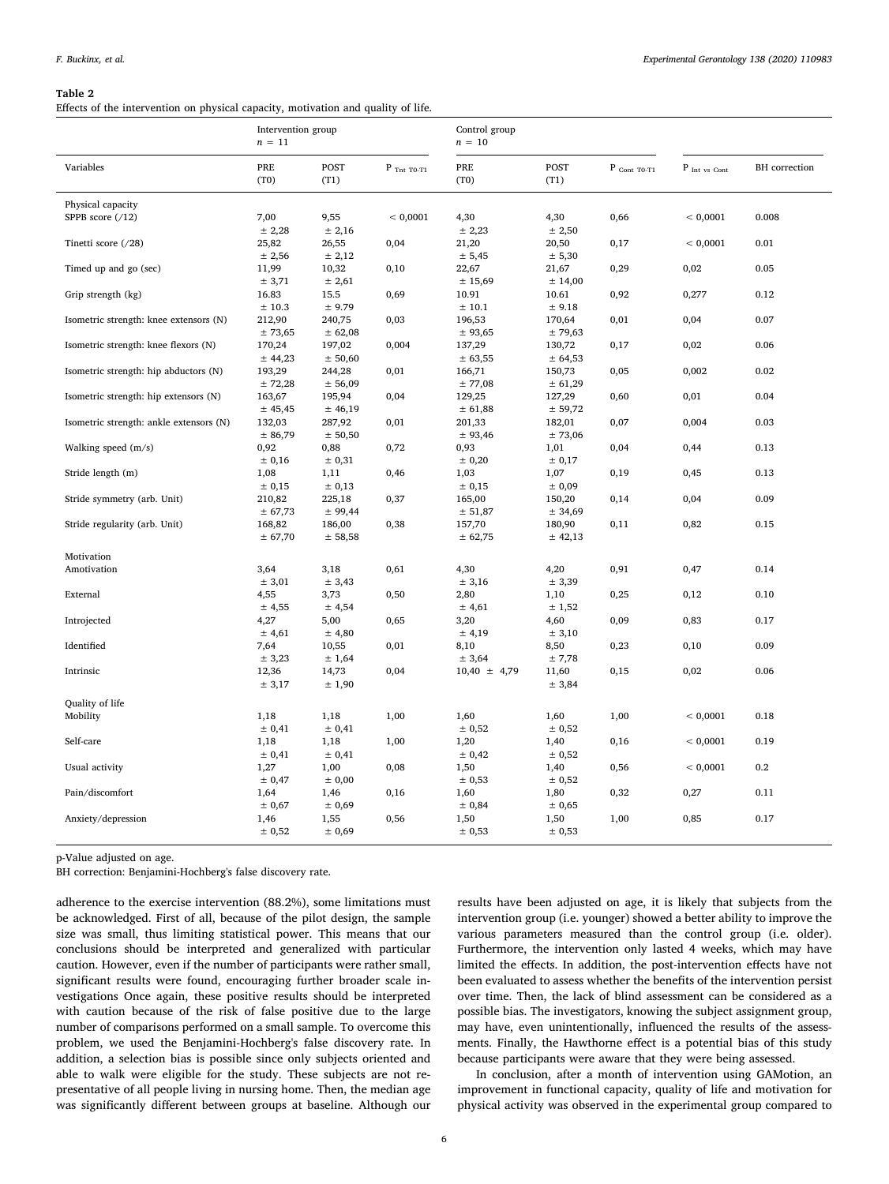**Table 2**
Effects of the intervention on physical capacity, motivation and quality of life.

| | Intervention group $n = 11$ | | | Control group $n = 10$ | | | | |
|---|---|---|---|---|---|---|---|---|
| Variables | PRE (T0) | POST (T1) | $P_{\text{Tnt T0-T1}}$ | PRE (T0) | POST (T1) | $P_{\text{Cont T0-T1}}$ | $P_{\text{Int vs Cont}}$ | BH correction |
| **Physical capacity** | | | | | | | | |
| SPPB score (/12) | 7,00 ± 2,28 | 9,55 ± 2,16 | < 0,0001 | 4,30 ± 2,23 | 4,30 ± 2,50 | 0,66 | < 0,0001 | 0.008 |
| Tinetti score (/28) | 25,82 ± 2,56 | 26,55 ± 2,12 | 0,04 | 21,20 ± 5,45 | 20,50 ± 5,30 | 0,17 | < 0,0001 | 0.01 |
| Timed up and go (sec) | 11,99 ± 3,71 | 10,32 ± 2,61 | 0,10 | 22,67 ± 15,69 | 21,67 ± 14,00 | 0,29 | 0,02 | 0.05 |
| Grip strength (kg) | 16.83 ± 10.3 | 15.5 ± 9.79 | 0,69 | 10.91 ± 10.1 | 10.61 ± 9.18 | 0,92 | 0,277 | 0.12 |
| Isometric strength: knee extensors (N) | 212,90 ± 73,65 | 240,75 ± 62,08 | 0,03 | 196,53 ± 93,65 | 170,64 ± 79,63 | 0,01 | 0,04 | 0.07 |
| Isometric strength: knee flexors (N) | 170,24 ± 44,23 | 197,02 ± 50,60 | 0,004 | 137,29 ± 63,55 | 130,72 ± 64,53 | 0,17 | 0,02 | 0.06 |
| Isometric strength: hip abductors (N) | 193,29 ± 72,28 | 244,28 ± 56,09 | 0,01 | 166,71 ± 77,08 | 150,73 ± 61,29 | 0,05 | 0,002 | 0.02 |
| Isometric strength: hip extensors (N) | 163,67 ± 45,45 | 195,94 ± 46,19 | 0,04 | 129,25 ± 61,88 | 127,29 ± 59,72 | 0,60 | 0,01 | 0.04 |
| Isometric strength: ankle extensors (N) | 132,03 ± 86,79 | 287,92 ± 50,50 | 0,01 | 201,33 ± 93,46 | 182,01 ± 73,06 | 0,07 | 0,004 | 0.03 |
| Walking speed (m/s) | 0,92 ± 0,16 | 0,88 ± 0,31 | 0,72 | 0,93 ± 0,20 | 1,01 ± 0,17 | 0,04 | 0,44 | 0.13 |
| Stride length (m) | 1,08 ± 0,15 | 1,11 ± 0,13 | 0,46 | 1,03 ± 0,15 | 1,07 ± 0,09 | 0,19 | 0,45 | 0.13 |
| Stride symmetry (arb. Unit) | 210,82 ± 67,73 | 225,18 ± 99,44 | 0,37 | 165,00 ± 51,87 | 150,20 ± 34,69 | 0,14 | 0,04 | 0.09 |
| Stride regularity (arb. Unit) | 168,82 ± 67,70 | 186,00 ± 58,58 | 0,38 | 157,70 ± 62,75 | 180,90 ± 42,13 | 0,11 | 0,82 | 0.15 |
| **Motivation** | | | | | | | | |
| Amotivation | 3,64 ± 3,01 | 3,18 ± 3,43 | 0,61 | 4,30 ± 3,16 | 4,20 ± 3,39 | 0,91 | 0,47 | 0.14 |
| External | 4,55 ± 4,55 | 3,73 ± 4,54 | 0,50 | 2,80 ± 4,61 | 1,10 ± 1,52 | 0,25 | 0,12 | 0.10 |
| Introjected | 4,27 ± 4,61 | 5,00 ± 4,80 | 0,65 | 3,20 ± 4,19 | 4,60 ± 3,10 | 0,09 | 0,83 | 0.17 |
| Identified | 7,64 ± 3,23 | 10,55 ± 1,64 | 0,01 | 8,10 ± 3,64 | 8,50 ± 7,78 | 0,23 | 0,10 | 0.09 |
| Intrinsic | 12,36 ± 3,17 | 14,73 ± 1,90 | 0,04 | 10,40 ± 4,79 | 11,60 ± 3,84 | 0,15 | 0,02 | 0.06 |
| **Quality of life** | | | | | | | | |
| Mobility | 1,18 ± 0,41 | 1,18 ± 0,41 | 1,00 | 1,60 ± 0,52 | 1,60 ± 0,52 | 1,00 | < 0,0001 | 0.18 |
| Self-care | 1,18 ± 0,41 | 1,18 ± 0,41 | 1,00 | 1,20 ± 0,42 | 1,40 ± 0,52 | 0,16 | < 0,0001 | 0.19 |
| Usual activity | 1,27 ± 0,47 | 1,00 ± 0,00 | 0,08 | 1,50 ± 0,53 | 1,40 ± 0,52 | 0,56 | < 0,0001 | 0.2 |
| Pain/discomfort | 1,64 ± 0,67 | 1,46 ± 0,69 | 0,16 | 1,60 ± 0,84 | 1,80 ± 0,65 | 0,32 | 0,27 | 0.11 |
| Anxiety/depression | 1,46 ± 0,52 | 1,55 ± 0,69 | 0,56 | 1,50 ± 0,53 | 1,50 ± 0,53 | 1,00 | 0,85 | 0.17 |

p-Value adjusted on age.

BH correction: Benjamini-Hochberg's false discovery rate.

adherence to the exercise intervention (88.2%), some limitations must be acknowledged. First of all, because of the pilot design, the sample size was small, thus limiting statistical power. This means that our conclusions should be interpreted and generalized with particular caution. However, even if the number of participants were rather small, significant results were found, encouraging further broader scale investigations Once again, these positive results should be interpreted with caution because of the risk of false positive due to the large number of comparisons performed on a small sample. To overcome this problem, we used the Benjamini-Hochberg's false discovery rate. In addition, a selection bias is possible since only subjects oriented and able to walk were eligible for the study. These subjects are not representative of all people living in nursing home. Then, the median age was significantly different between groups at baseline. Although our results have been adjusted on age, it is likely that subjects from the intervention group (i.e. younger) showed a better ability to improve the various parameters measured than the control group (i.e. older). Furthermore, the intervention only lasted 4 weeks, which may have limited the effects. In addition, the post-intervention effects have not been evaluated to assess whether the benefits of the intervention persist over time. Then, the lack of blind assessment can be considered as a possible bias. The investigators, knowing the subject assignment group, may have, even unintentionally, influenced the results of the assessments. Finally, the Hawthorne effect is a potential bias of this study because participants were aware that they were being assessed.

In conclusion, after a month of intervention using GAMotion, an improvement in functional capacity, quality of life and motivation for physical activity was observed in the experimental group compared to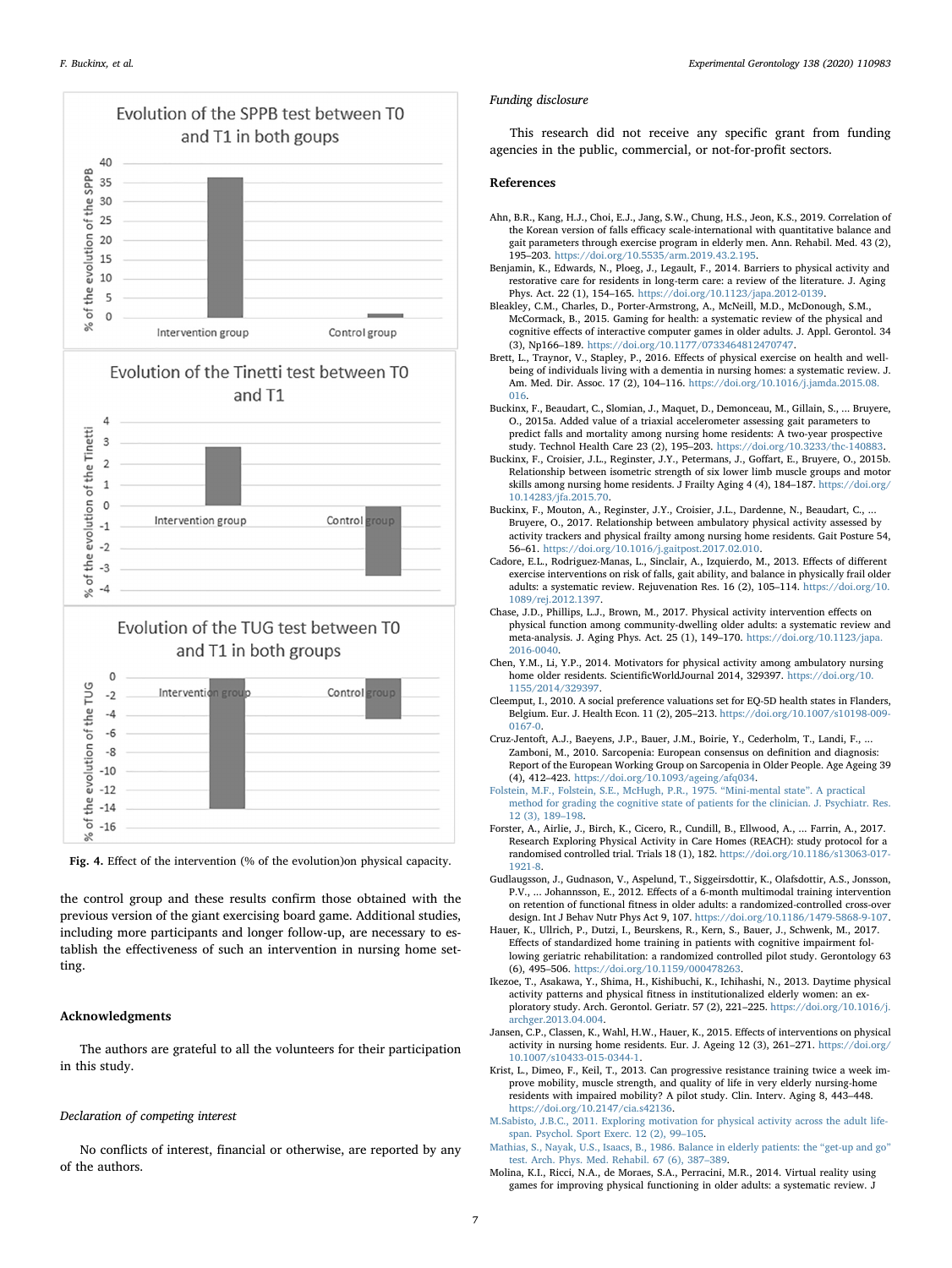Fig. 4. Effect of the intervention (% of the evolution)on physical capacity.

the control group and these results confirm those obtained with the previous version of the giant exercising board game. Additional studies, including more participants and longer follow-up, are necessary to establish the effectiveness of such an intervention in nursing home setting.

## Acknowledgments

The authors are grateful to all the volunteers for their participation in this study.

### *Declaration of competing interest*

No conflicts of interest, financial or otherwise, are reported by any of the authors.

### *Funding disclosure*

This research did not receive any specific grant from funding agencies in the public, commercial, or not-for-profit sectors.

## References

Ahn, B.R., Kang, H.J., Choi, E.J., Jang, S.W., Chung, H.S., Jeon, K.S., 2019. Correlation of the Korean version of falls efficacy scale-international with quantitative balance and gait parameters through exercise program in elderly men. Ann. Rehabil. Med. 43 (2), 195–203. https://doi.org/10.5535/arm.2019.43.2.195.

Benjamin, K., Edwards, N., Ploeg, J., Legault, F., 2014. Barriers to physical activity and restorative care for residents in long-term care: a review of the literature. J. Aging Phys. Act. 22 (1), 154–165. https://doi.org/10.1123/japa.2012-0139.

Bleakley, C.M., Charles, D., Porter-Armstrong, A., McNeill, M.D., McDonough, S.M., McCormack, B., 2015. Gaming for health: a systematic review of the physical and cognitive effects of interactive computer games in older adults. J. Appl. Gerontol. 34 (3), Np166–189. https://doi.org/10.1177/0733464812470747.

Brett, L., Traynor, V., Stapley, P., 2016. Effects of physical exercise on health and well-being of individuals living with a dementia in nursing homes: a systematic review. J. Am. Med. Dir. Assoc. 17 (2), 104–116. https://doi.org/10.1016/j.jamda.2015.08.016.

Buckinx, F., Beaudart, C., Slomian, J., Maquet, D., Demonceau, M., Gillain, S., ... Bruyere, O., 2015a. Added value of a triaxial accelerometer assessing gait parameters to predict falls and mortality among nursing home residents: A two-year prospective study. Technol Health Care 23 (2), 195–203. https://doi.org/10.3233/thc-140883.

Buckinx, F., Croisier, J.L., Reginster, J.Y., Petermans, J., Goffart, E., Bruyere, O., 2015b. Relationship between isometric strength of six lower limb muscle groups and motor skills among nursing home residents. J Frailty Aging 4 (4), 184–187. https://doi.org/10.14283/jfa.2015.70.

Buckinx, F., Mouton, A., Reginster, J.Y., Croisier, J.L., Dardenne, N., Beaudart, C., ... Bruyere, O., 2017. Relationship between ambulatory physical activity assessed by activity trackers and physical frailty among nursing home residents. Gait Posture 54, 56–61. https://doi.org/10.1016/j.gaitpost.2017.02.010.

Cadore, E.L., Rodriguez-Manas, L., Sinclair, A., Izquierdo, M., 2013. Effects of different exercise interventions on risk of falls, gait ability, and balance in physically frail older adults: a systematic review. Rejuvenation Res. 16 (2), 105–114. https://doi.org/10.1089/rej.2012.1397.

Chase, J.D., Phillips, L.J., Brown, M., 2017. Physical activity intervention effects on physical function among community-dwelling older adults: a systematic review and meta-analysis. J. Aging Phys. Act. 25 (1), 149–170. https://doi.org/10.1123/japa.2016-0040.

Chen, Y.M., Li, Y.P., 2014. Motivators for physical activity among ambulatory nursing home older residents. ScientificWorldJournal 2014, 329397. https://doi.org/10.1155/2014/329397.

Cleemput, I., 2010. A social preference valuations set for EQ-5D health states in Flanders, Belgium. Eur. J. Health Econ. 11 (2), 205–213. https://doi.org/10.1007/s10198-009-0167-0.

Cruz-Jentoft, A.J., Baeyens, J.P., Bauer, J.M., Boirie, Y., Cederholm, T., Landi, F., ... Zamboni, M., 2010. Sarcopenia: European consensus on definition and diagnosis: Report of the European Working Group on Sarcopenia in Older People. Age Ageing 39 (4), 412–423. https://doi.org/10.1093/ageing/afq034.

Folstein, M.F., Folstein, S.E., McHugh, P.R., 1975. "Mini-mental state". A practical method for grading the cognitive state of patients for the clinician. J. Psychiatr. Res. 12 (3), 189–198.

Forster, A., Airlie, J., Birch, K., Cicero, R., Cundill, B., Ellwood, A., ... Farrin, A., 2017. Research Exploring Physical Activity in Care Homes (REACH): study protocol for a randomised controlled trial. Trials 18 (1), 182. https://doi.org/10.1186/s13063-017-1921-8.

Gudlaugsson, J., Gudnason, V., Aspelund, T., Siggeirsdottir, K., Olafsdottir, A.S., Jonsson, P.V., ... Johannsson, E., 2012. Effects of a 6-month multimodal training intervention on retention of functional fitness in older adults: a randomized-controlled cross-over design. Int J Behav Nutr Phys Act 9, 107. https://doi.org/10.1186/1479-5868-9-107.

Hauer, K., Ullrich, P., Dutzi, I., Beurskens, R., Kern, S., Bauer, J., Schwenk, M., 2017. Effects of standardized home training in patients with cognitive impairment following geriatric rehabilitation: a randomized controlled pilot study. Gerontology 63 (6), 495–506. https://doi.org/10.1159/000478263.

Ikezoe, T., Asakawa, Y., Shima, H., Kishibuchi, K., Ichihashi, N., 2013. Daytime physical activity patterns and physical fitness in institutionalized elderly women: an exploratory study. Arch. Gerontol. Geriatr. 57 (2), 221–225. https://doi.org/10.1016/j.archger.2013.04.004.

Jansen, C.P., Classen, K., Wahl, H.W., Hauer, K., 2015. Effects of interventions on physical activity in nursing home residents. Eur. J. Ageing 12 (3), 261–271. https://doi.org/10.1007/s10433-015-0344-1.

Krist, L., Dimeo, F., Keil, T., 2013. Can progressive resistance training twice a week improve mobility, muscle strength, and quality of life in very elderly nursing-home residents with impaired mobility? A pilot study. Clin. Interv. Aging 8, 443–448. https://doi.org/10.2147/cia.s42136.

M.Sabisto, J.B.C., 2011. Exploring motivation for physical activity across the adult lifespan. Psychol. Sport Exerc. 12 (2), 99–105.

Mathias, S., Nayak, U.S., Isaacs, B., 1986. Balance in elderly patients: the "get-up and go" test. Arch. Phys. Med. Rehabil. 67 (6), 387–389.

Molina, K.I., Ricci, N.A., de Moraes, S.A., Perracini, M.R., 2014. Virtual reality using games for improving physical functioning in older adults: a systematic review. J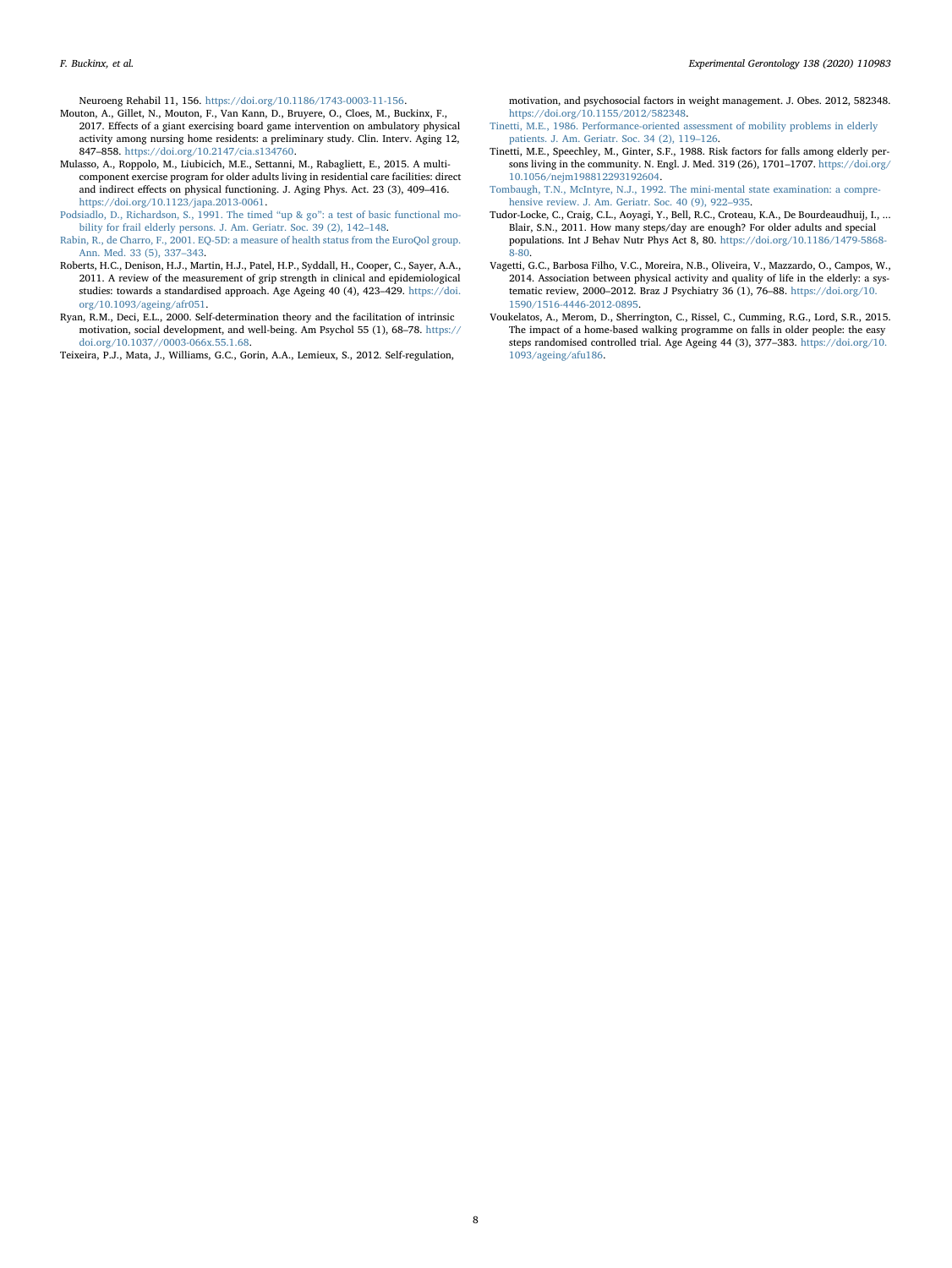Neuroeng Rehabil 11, 156. https://doi.org/10.1186/1743-0003-11-156.

Mouton, A., Gillet, N., Mouton, F., Van Kann, D., Bruyere, O., Cloes, M., Buckinx, F., 2017. Effects of a giant exercising board game intervention on ambulatory physical activity among nursing home residents: a preliminary study. Clin. Interv. Aging 12, 847–858. https://doi.org/10.2147/cia.s134760.

Mulasso, A., Roppolo, M., Liubicich, M.E., Settanni, M., Rabagliett, E., 2015. A multi-component exercise program for older adults living in residential care facilities: direct and indirect effects on physical functioning. J. Aging Phys. Act. 23 (3), 409–416. https://doi.org/10.1123/japa.2013-0061.

Podsiadlo, D., Richardson, S., 1991. The timed "up & go": a test of basic functional mobility for frail elderly persons. J. Am. Geriatr. Soc. 39 (2), 142–148.

Rabin, R., de Charro, F., 2001. EQ-5D: a measure of health status from the EuroQol group. Ann. Med. 33 (5), 337–343.

Roberts, H.C., Denison, H.J., Martin, H.J., Patel, H.P., Syddall, H., Cooper, C., Sayer, A.A., 2011. A review of the measurement of grip strength in clinical and epidemiological studies: towards a standardised approach. Age Ageing 40 (4), 423–429. https://doi.org/10.1093/ageing/afr051.

Ryan, R.M., Deci, E.L., 2000. Self-determination theory and the facilitation of intrinsic motivation, social development, and well-being. Am Psychol 55 (1), 68–78. https://doi.org/10.1037//0003-066x.55.1.68.

Teixeira, P.J., Mata, J., Williams, G.C., Gorin, A.A., Lemieux, S., 2012. Self-regulation, motivation, and psychosocial factors in weight management. J. Obes. 2012, 582348. https://doi.org/10.1155/2012/582348.

Tinetti, M.E., 1986. Performance-oriented assessment of mobility problems in elderly patients. J. Am. Geriatr. Soc. 34 (2), 119–126.

Tinetti, M.E., Speechley, M., Ginter, S.F., 1988. Risk factors for falls among elderly persons living in the community. N. Engl. J. Med. 319 (26), 1701–1707. https://doi.org/10.1056/nejm198812293192604.

Tombaugh, T.N., McIntyre, N.J., 1992. The mini-mental state examination: a comprehensive review. J. Am. Geriatr. Soc. 40 (9), 922–935.

Tudor-Locke, C., Craig, C.L., Aoyagi, Y., Bell, R.C., Croteau, K.A., De Bourdeaudhuij, I., ... Blair, S.N., 2011. How many steps/day are enough? For older adults and special populations. Int J Behav Nutr Phys Act 8, 80. https://doi.org/10.1186/1479-5868-8-80.

Vagetti, G.C., Barbosa Filho, V.C., Moreira, N.B., Oliveira, V., Mazzardo, O., Campos, W., 2014. Association between physical activity and quality of life in the elderly: a systematic review, 2000–2012. Braz J Psychiatry 36 (1), 76–88. https://doi.org/10.1590/1516-4446-2012-0895.

Voukelatos, A., Merom, D., Sherrington, C., Rissel, C., Cumming, R.G., Lord, S.R., 2015. The impact of a home-based walking programme on falls in older people: the easy steps randomised controlled trial. Age Ageing 44 (3), 377–383. https://doi.org/10.1093/ageing/afu186.